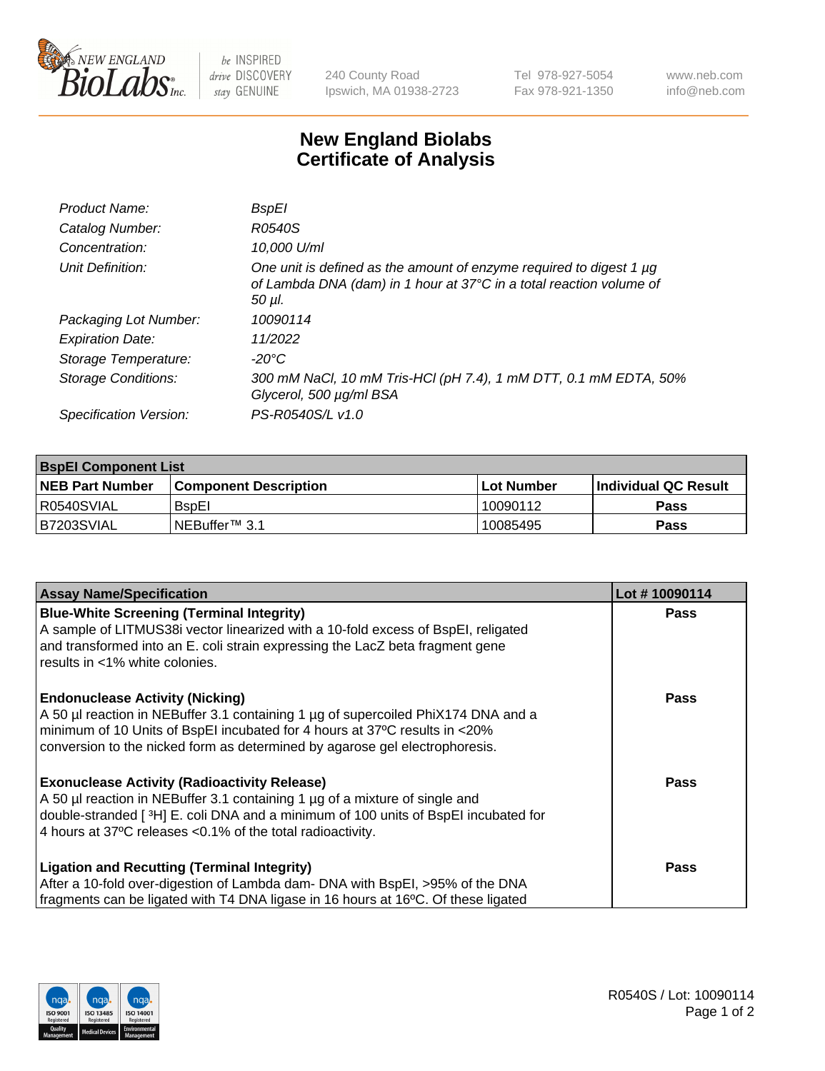# New England Biolabs Certificate of Analysis

| | |
|---|---|
| *Product Name:* | *BspEI* |
| *Catalog Number:* | *R0540S* |
| *Concentration:* | *10,000 U/ml* |
| *Unit Definition:* | *One unit is defined as the amount of enzyme required to digest 1 µg of Lambda DNA (dam) in 1 hour at 37°C in a total reaction volume of 50 µl.* |
| *Packaging Lot Number:* | *10090114* |
| *Expiration Date:* | *11/2022* |
| *Storage Temperature:* | *-20°C* |
| *Storage Conditions:* | *300 mM NaCl, 10 mM Tris-HCl (pH 7.4), 1 mM DTT, 0.1 mM EDTA, 50% Glycerol, 500 µg/ml BSA* |
| *Specification Version:* | *PS-R0540S/L v1.0* |

| **BspEI Component List** | | | |
|---|---|---|---|
| **NEB Part Number** | **Component Description** | **Lot Number** | **Individual QC Result** |
| R0540SVIAL | BspEI | 10090112 | **Pass** |
| B7203SVIAL | NEBuffer™ 3.1 | 10085495 | **Pass** |

| **Assay Name/Specification** | **Lot # 10090114** |
|---|---|
| **Blue-White Screening (Terminal Integrity)**<br>A sample of LITMUS38i vector linearized with a 10-fold excess of BspEI, religated and transformed into an E. coli strain expressing the LacZ beta fragment gene results in <1% white colonies. | **Pass** |
| **Endonuclease Activity (Nicking)**<br>A 50 µl reaction in NEBuffer 3.1 containing 1 µg of supercoiled PhiX174 DNA and a minimum of 10 Units of BspEI incubated for 4 hours at 37ºC results in <20% conversion to the nicked form as determined by agarose gel electrophoresis. | **Pass** |
| **Exonuclease Activity (Radioactivity Release)**<br>A 50 µl reaction in NEBuffer 3.1 containing 1 µg of a mixture of single and double-stranded [ $^{3}$H] E. coli DNA and a minimum of 100 units of BspEI incubated for 4 hours at 37ºC releases <0.1% of the total radioactivity. | **Pass** |
| **Ligation and Recutting (Terminal Integrity)**<br>After a 10-fold over-digestion of Lambda dam- DNA with BspEI, >95% of the DNA fragments can be ligated with T4 DNA ligase in 16 hours at 16ºC. Of these ligated | **Pass** |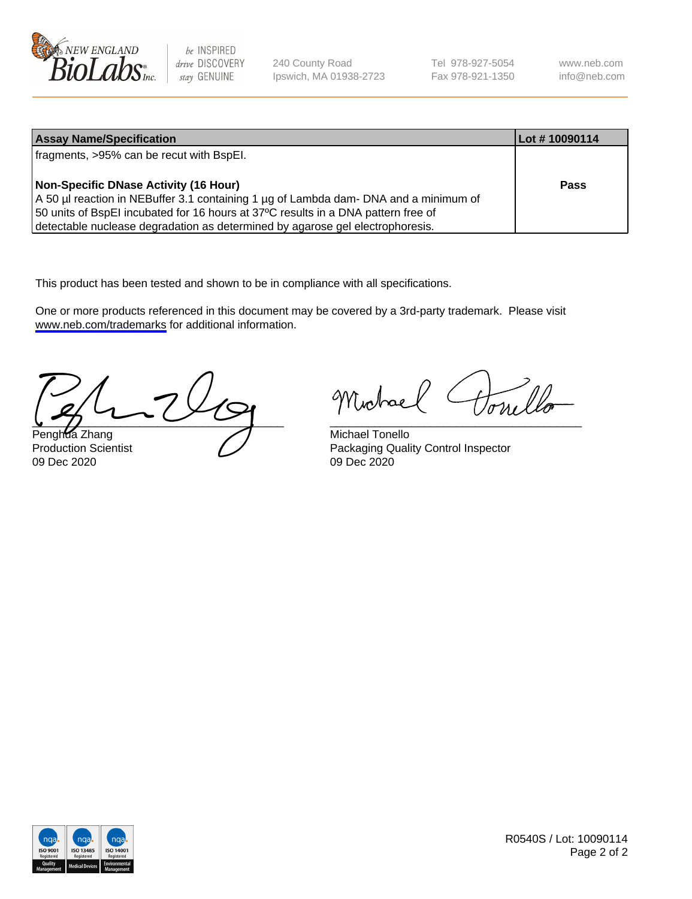| Assay Name/Specification | Lot # 10090114 |
|---|---|
| fragments, >95% can be recut with BspEI. | |
| **Non-Specific DNase Activity (16 Hour)**<br>A 50 µl reaction in NEBuffer 3.1 containing 1 µg of Lambda dam- DNA and a minimum of 50 units of BspEI incubated for 16 hours at 37ºC results in a DNA pattern free of detectable nuclease degradation as determined by agarose gel electrophoresis. | **Pass** |

This product has been tested and shown to be in compliance with all specifications.

One or more products referenced in this document may be covered by a 3rd-party trademark. Please visit www.neb.com/trademarks for additional information.

Penghua Zhang
Production Scientist
09 Dec 2020

Michael Tonello
Packaging Quality Control Inspector
09 Dec 2020

R0540S / Lot: 10090114